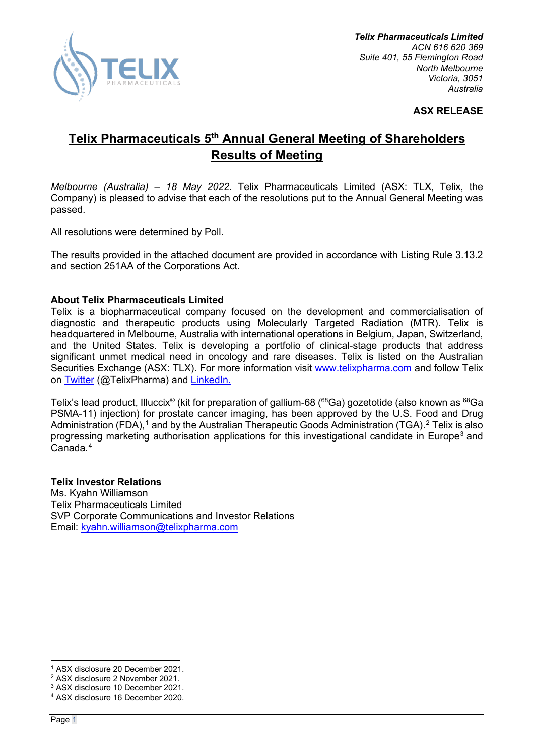**Telix Pharmaceuticals Limited**
*ACN 616 620 369*
*Suite 401, 55 Flemington Road*
*North Melbourne*
*Victoria, 3051*
*Australia*

**ASX RELEASE**

# Telix Pharmaceuticals 5th Annual General Meeting of Shareholders Results of Meeting

*Melbourne (Australia) – 18 May 2022*. Telix Pharmaceuticals Limited (ASX: TLX, Telix, the Company) is pleased to advise that each of the resolutions put to the Annual General Meeting was passed.

All resolutions were determined by Poll.

The results provided in the attached document are provided in accordance with Listing Rule 3.13.2 and section 251AA of the Corporations Act.

**About Telix Pharmaceuticals Limited**
Telix is a biopharmaceutical company focused on the development and commercialisation of diagnostic and therapeutic products using Molecularly Targeted Radiation (MTR). Telix is headquartered in Melbourne, Australia with international operations in Belgium, Japan, Switzerland, and the United States. Telix is developing a portfolio of clinical-stage products that address significant unmet medical need in oncology and rare diseases. Telix is listed on the Australian Securities Exchange (ASX: TLX). For more information visit www.telixpharma.com and follow Telix on Twitter (@TelixPharma) and LinkedIn.

Telix's lead product, Illuccix® (kit for preparation of gallium-68 ($^{68}$Ga) gozetotide (also known as $^{68}$Ga PSMA-11) injection) for prostate cancer imaging, has been approved by the U.S. Food and Drug Administration (FDA),[1] and by the Australian Therapeutic Goods Administration (TGA).[2] Telix is also progressing marketing authorisation applications for this investigational candidate in Europe[3] and Canada.[4]

**Telix Investor Relations**
Ms. Kyahn Williamson
Telix Pharmaceuticals Limited
SVP Corporate Communications and Investor Relations
Email: kyahn.williamson@telixpharma.com

[1] ASX disclosure 20 December 2021.
[2] ASX disclosure 2 November 2021.
[3] ASX disclosure 10 December 2021.
[4] ASX disclosure 16 December 2020.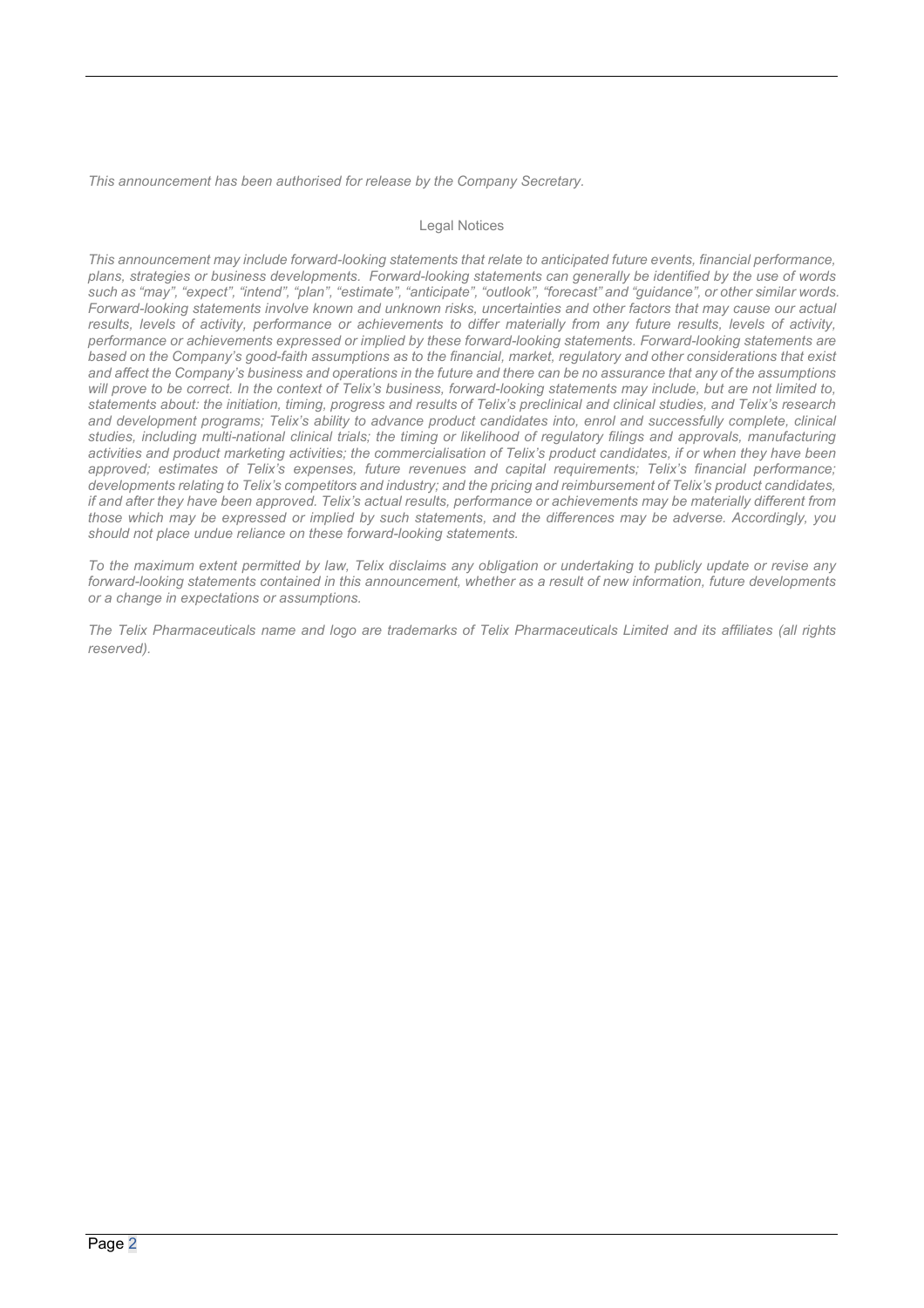*This announcement has been authorised for release by the Company Secretary.*

## Legal Notices

*This announcement may include forward-looking statements that relate to anticipated future events, financial performance, plans, strategies or business developments. Forward-looking statements can generally be identified by the use of words such as "may", "expect", "intend", "plan", "estimate", "anticipate", "outlook", "forecast" and "guidance", or other similar words. Forward-looking statements involve known and unknown risks, uncertainties and other factors that may cause our actual results, levels of activity, performance or achievements to differ materially from any future results, levels of activity, performance or achievements expressed or implied by these forward-looking statements. Forward-looking statements are based on the Company's good-faith assumptions as to the financial, market, regulatory and other considerations that exist and affect the Company's business and operations in the future and there can be no assurance that any of the assumptions will prove to be correct. In the context of Telix's business, forward-looking statements may include, but are not limited to, statements about: the initiation, timing, progress and results of Telix's preclinical and clinical studies, and Telix's research and development programs; Telix's ability to advance product candidates into, enrol and successfully complete, clinical studies, including multi-national clinical trials; the timing or likelihood of regulatory filings and approvals, manufacturing activities and product marketing activities; the commercialisation of Telix's product candidates, if or when they have been approved; estimates of Telix's expenses, future revenues and capital requirements; Telix's financial performance; developments relating to Telix's competitors and industry; and the pricing and reimbursement of Telix's product candidates, if and after they have been approved. Telix's actual results, performance or achievements may be materially different from those which may be expressed or implied by such statements, and the differences may be adverse. Accordingly, you should not place undue reliance on these forward-looking statements.*

*To the maximum extent permitted by law, Telix disclaims any obligation or undertaking to publicly update or revise any forward-looking statements contained in this announcement, whether as a result of new information, future developments or a change in expectations or assumptions.*

*The Telix Pharmaceuticals name and logo are trademarks of Telix Pharmaceuticals Limited and its affiliates (all rights reserved).*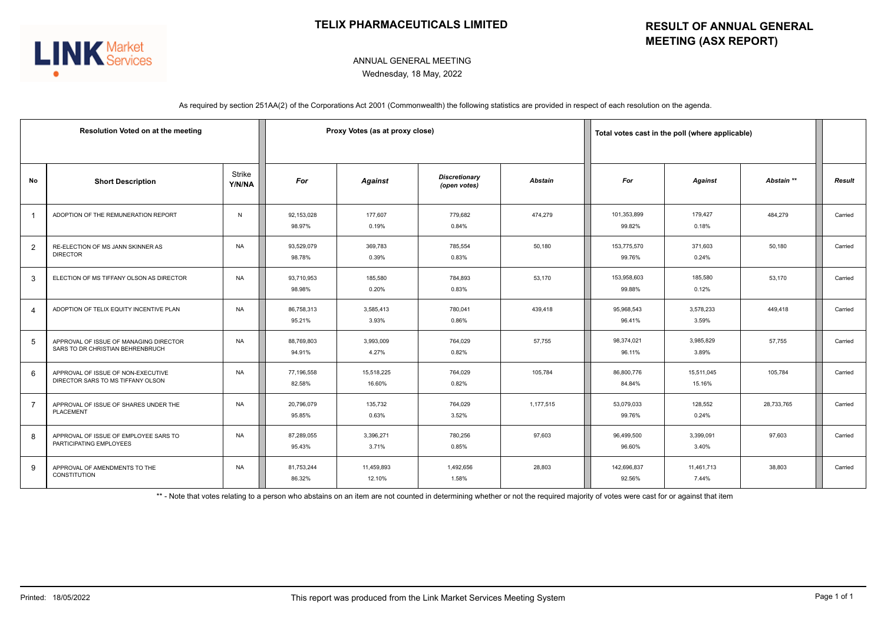# TELIX PHARMACEUTICALS LIMITED

## RESULT OF ANNUAL GENERAL MEETING (ASX REPORT)

ANNUAL GENERAL MEETING
Wednesday, 18 May, 2022

As required by section 251AA(2) of the Corporations Act 2001 (Commonwealth) the following statistics are provided in respect of each resolution on the agenda.

| Resolution Voted on at the meeting | | | Proxy Votes (as at proxy close) | | | | Total votes cast in the poll (where applicable) | | | |
|---|---|---|---|---|---|---|---|---|---|---|
| **No** | **Short Description** | **Strike Y/N/NA** | ***For*** | ***Against*** | ***Discretionary (open votes)*** | ***Abstain*** | ***For*** | ***Against*** | ***Abstain \*\**** | ***Result*** |
| 1 | ADOPTION OF THE REMUNERATION REPORT | N | 92,153,028<br>98.97% | 177,607<br>0.19% | 779,682<br>0.84% | 474,279 | 101,353,899<br>99.82% | 179,427<br>0.18% | 484,279 | Carried |
| 2 | RE-ELECTION OF MS JANN SKINNER AS DIRECTOR | NA | 93,529,079<br>98.78% | 369,783<br>0.39% | 785,554<br>0.83% | 50,180 | 153,775,570<br>99.76% | 371,603<br>0.24% | 50,180 | Carried |
| 3 | ELECTION OF MS TIFFANY OLSON AS DIRECTOR | NA | 93,710,953<br>98.98% | 185,580<br>0.20% | 784,893<br>0.83% | 53,170 | 153,958,603<br>99.88% | 185,580<br>0.12% | 53,170 | Carried |
| 4 | ADOPTION OF TELIX EQUITY INCENTIVE PLAN | NA | 86,758,313<br>95.21% | 3,585,413<br>3.93% | 780,041<br>0.86% | 439,418 | 95,968,543<br>96.41% | 3,578,233<br>3.59% | 449,418 | Carried |
| 5 | APPROVAL OF ISSUE OF MANAGING DIRECTOR SARS TO DR CHRISTIAN BEHRENBRUCH | NA | 88,769,803<br>94.91% | 3,993,009<br>4.27% | 764,029<br>0.82% | 57,755 | 98,374,021<br>96.11% | 3,985,829<br>3.89% | 57,755 | Carried |
| 6 | APPROVAL OF ISSUE OF NON-EXECUTIVE DIRECTOR SARS TO MS TIFFANY OLSON | NA | 77,196,558<br>82.58% | 15,518,225<br>16.60% | 764,029<br>0.82% | 105,784 | 86,800,776<br>84.84% | 15,511,045<br>15.16% | 105,784 | Carried |
| 7 | APPROVAL OF ISSUE OF SHARES UNDER THE PLACEMENT | NA | 20,796,079<br>95.85% | 135,732<br>0.63% | 764,029<br>3.52% | 1,177,515 | 53,079,033<br>99.76% | 128,552<br>0.24% | 28,733,765 | Carried |
| 8 | APPROVAL OF ISSUE OF EMPLOYEE SARS TO PARTICIPATING EMPLOYEES | NA | 87,289,055<br>95.43% | 3,396,271<br>3.71% | 780,256<br>0.85% | 97,603 | 96,499,500<br>96.60% | 3,399,091<br>3.40% | 97,603 | Carried |
| 9 | APPROVAL OF AMENDMENTS TO THE CONSTITUTION | NA | 81,753,244<br>86.32% | 11,459,893<br>12.10% | 1,492,656<br>1.58% | 28,803 | 142,696,837<br>92.56% | 11,461,713<br>7.44% | 38,803 | Carried |

** - Note that votes relating to a person who abstains on an item are not counted in determining whether or not the required majority of votes were cast for or against that item

Printed: 18/05/2022

This report was produced from the Link Market Services Meeting System